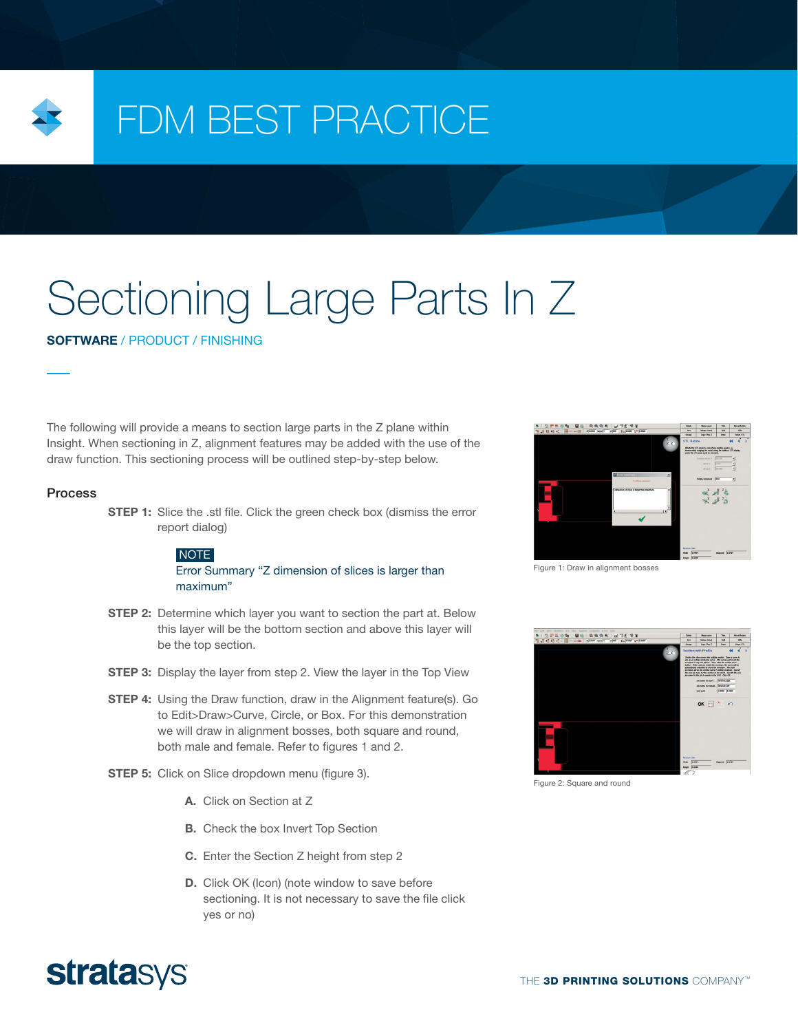# FDM BEST PRACTICE

# Sectioning Large Parts In Z

**SOFTWARE** / PRODUCT / FINISHING

The following will provide a means to section large parts in the Z plane within Insight. When sectioning in Z, alignment features may be added with the use of the draw function. This sectioning process will be outlined step-by-step below.

## Process

**STEP 1:** Slice the .stl file. Click the green check box (dismiss the error report dialog)

> NOTE
>
> Error Summary "Z dimension of slices is larger than maximum"

**STEP 2:** Determine which layer you want to section the part at. Below this layer will be the bottom section and above this layer will be the top section.

**STEP 3:** Display the layer from step 2. View the layer in the Top View

**STEP 4:** Using the Draw function, draw in the Alignment feature(s). Go to Edit>Draw>Curve, Circle, or Box. For this demonstration we will draw in alignment bosses, both square and round, both male and female. Refer to figures 1 and 2.

**STEP 5:** Click on Slice dropdown menu (figure 3).

**A.** Click on Section at Z

**B.** Check the box Invert Top Section

**C.** Enter the Section Z height from step 2

**D.** Click OK (Icon) (note window to save before sectioning. It is not necessary to save the file click yes or no)

Figure 1: Draw in alignment bosses

Figure 2: Square and round

stratasys

THE **3D PRINTING SOLUTIONS** COMPANY™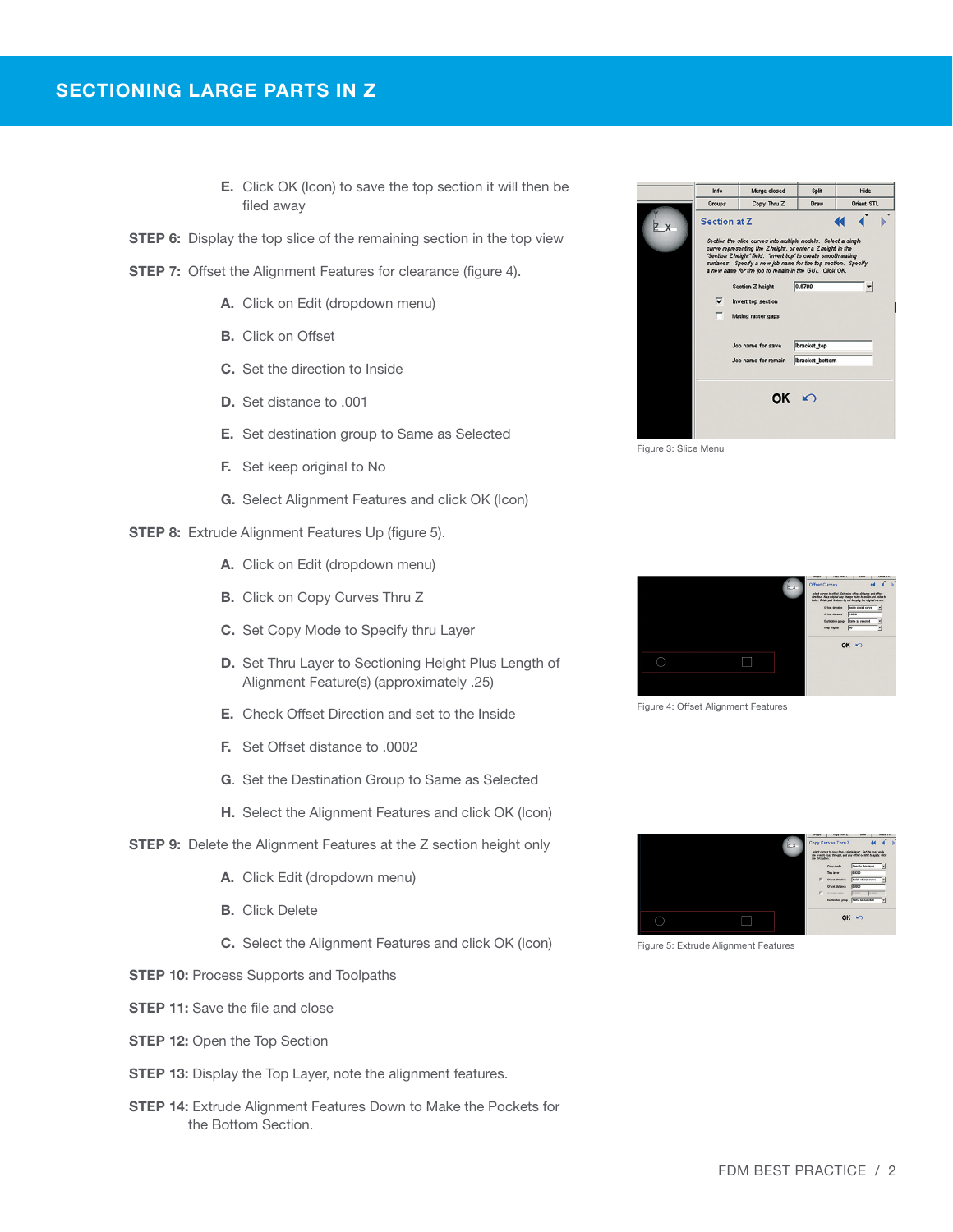E. Click OK (Icon) to save the top section it will then be filed away

**STEP 6:** Display the top slice of the remaining section in the top view

**STEP 7:** Offset the Alignment Features for clearance (figure 4).

A. Click on Edit (dropdown menu)

B. Click on Offset

C. Set the direction to Inside

D. Set distance to .001

E. Set destination group to Same as Selected

F. Set keep original to No

G. Select Alignment Features and click OK (Icon)

**STEP 8:** Extrude Alignment Features Up (figure 5).

A. Click on Edit (dropdown menu)

B. Click on Copy Curves Thru Z

C. Set Copy Mode to Specify thru Layer

D. Set Thru Layer to Sectioning Height Plus Length of Alignment Feature(s) (approximately .25)

E. Check Offset Direction and set to the Inside

F. Set Offset distance to .0002

G. Set the Destination Group to Same as Selected

H. Select the Alignment Features and click OK (Icon)

**STEP 9:** Delete the Alignment Features at the Z section height only

A. Click Edit (dropdown menu)

B. Click Delete

C. Select the Alignment Features and click OK (Icon)

**STEP 10:** Process Supports and Toolpaths

**STEP 11:** Save the file and close

**STEP 12:** Open the Top Section

**STEP 13:** Display the Top Layer, note the alignment features.

**STEP 14:** Extrude Alignment Features Down to Make the Pockets for the Bottom Section.

Figure 3: Slice Menu

Figure 4: Offset Alignment Features

Figure 5: Extrude Alignment Features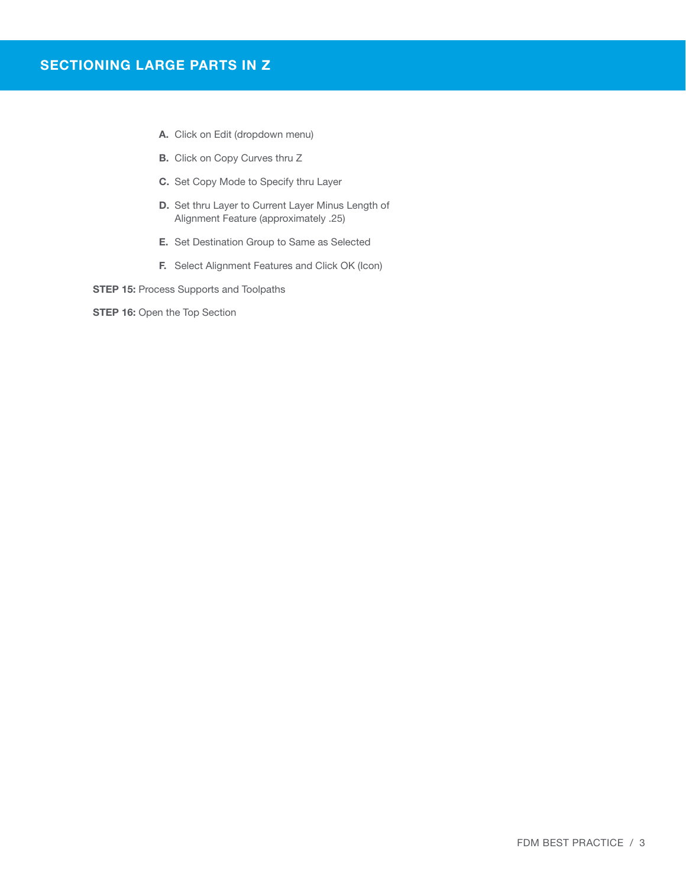## SECTIONING LARGE PARTS IN Z

- **A.** Click on Edit (dropdown menu)
- **B.** Click on Copy Curves thru Z
- **C.** Set Copy Mode to Specify thru Layer
- **D.** Set thru Layer to Current Layer Minus Length of Alignment Feature (approximately .25)
- **E.** Set Destination Group to Same as Selected
- **F.** Select Alignment Features and Click OK (Icon)

**STEP 15:** Process Supports and Toolpaths

**STEP 16:** Open the Top Section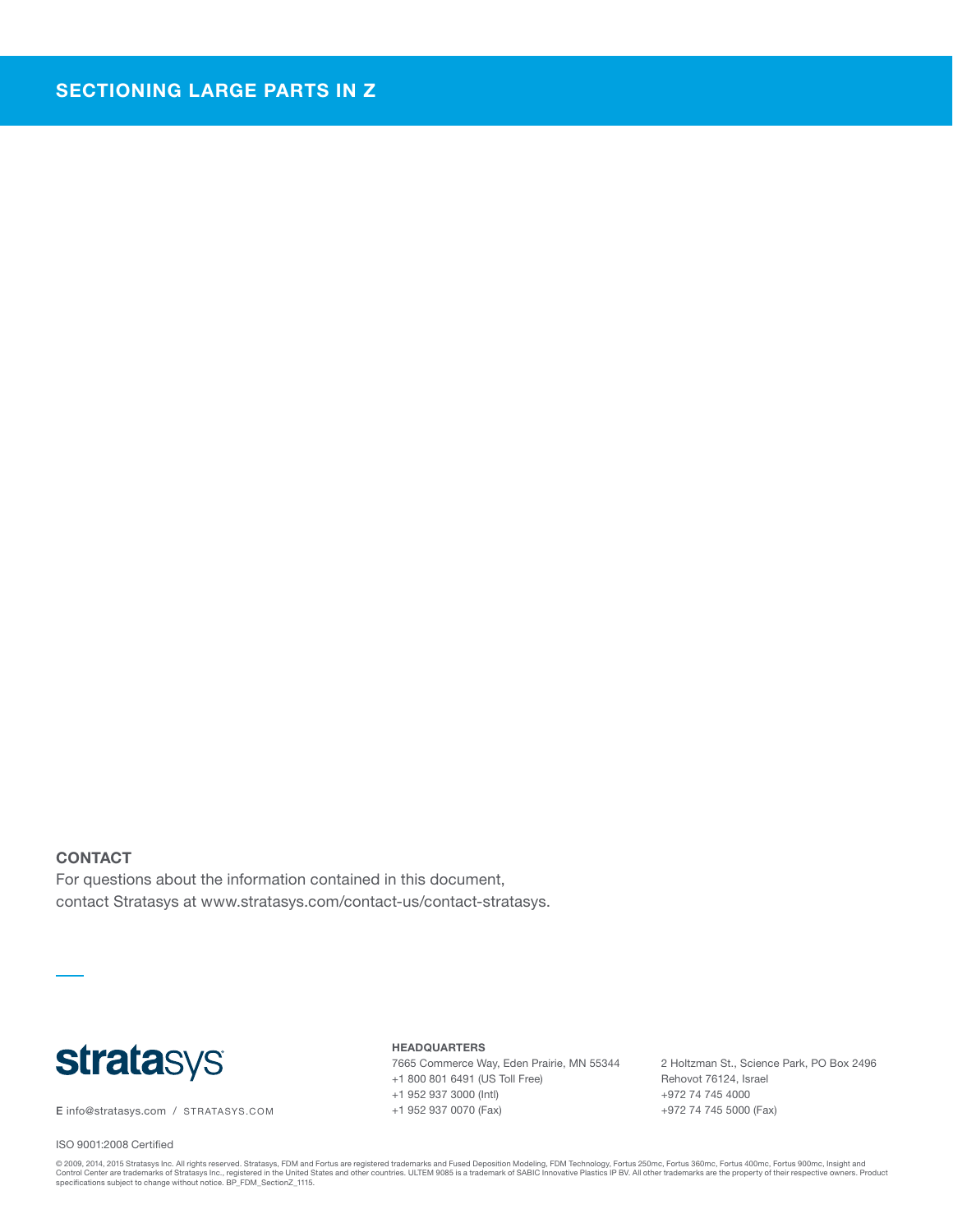**CONTACT**

For questions about the information contained in this document, contact Stratasys at www.stratasys.com/contact-us/contact-stratasys.

stratasys

E info@stratasys.com / STRATASYS.COM

**HEADQUARTERS**

7665 Commerce Way, Eden Prairie, MN 55344
+1 800 801 6491 (US Toll Free)
+1 952 937 3000 (Intl)
+1 952 937 0070 (Fax)

2 Holtzman St., Science Park, PO Box 2496
Rehovot 76124, Israel
+972 74 745 4000
+972 74 745 5000 (Fax)

ISO 9001:2008 Certified

© 2009, 2014, 2015 Stratasys Inc. All rights reserved. Stratasys, FDM and Fortus are registered trademarks and Fused Deposition Modeling, FDM Technology, Fortus 250mc, Fortus 360mc, Fortus 400mc, Fortus 900mc, Insight and Control Center are trademarks of Stratasys Inc., registered in the United States and other countries. ULTEM 9085 is a trademark of SABIC Innovative Plastics IP BV. All other trademarks are the property of their respective owners. Product specifications subject to change without notice. BP_FDM_SectionZ_1115.